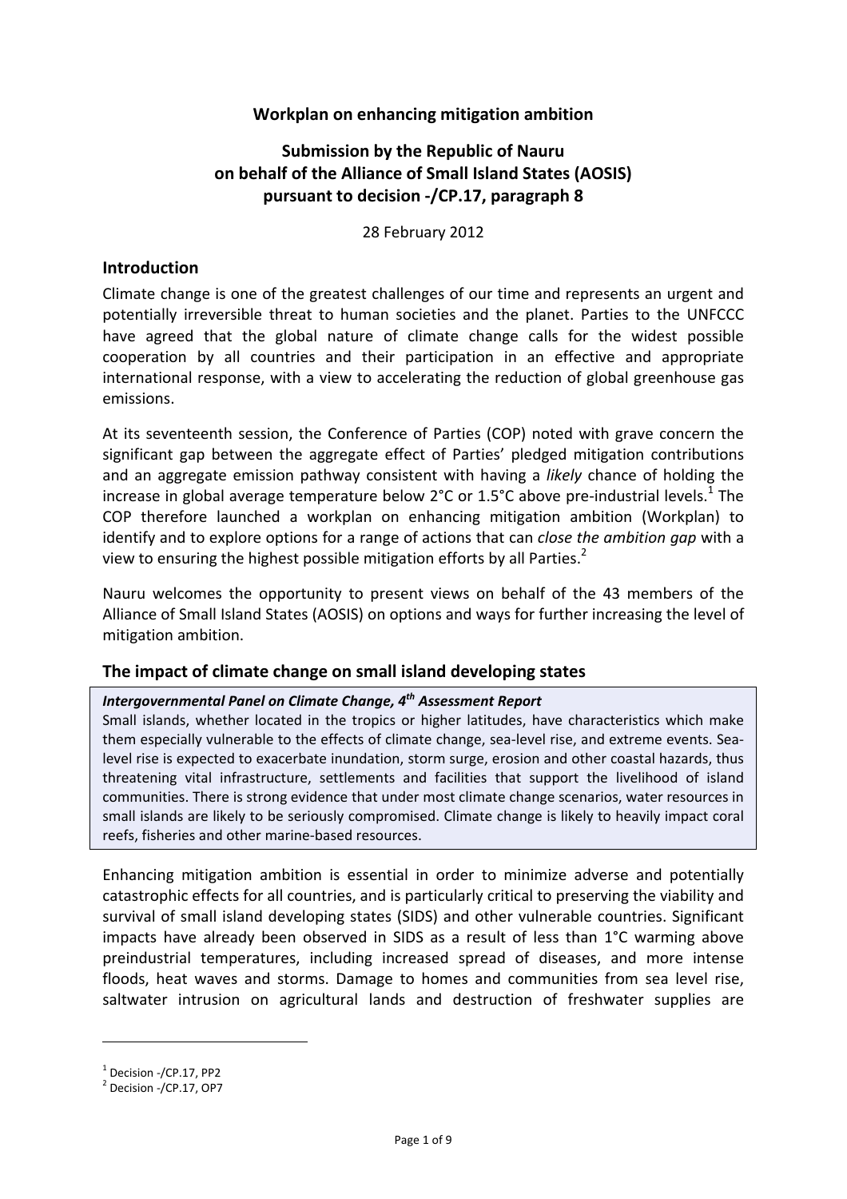# Workplan on enhancing mitigation ambition

## Submission by the Republic of Nauru on behalf of the Alliance of Small Island States (AOSIS) pursuant to decision -/CP.17, paragraph 8

28 February 2012

## Introduction

Climate change is one of the greatest challenges of our time and represents an urgent and potentially irreversible threat to human societies and the planet. Parties to the UNFCCC have agreed that the global nature of climate change calls for the widest possible cooperation by all countries and their participation in an effective and appropriate international response, with a view to accelerating the reduction of global greenhouse gas emissions.

At its seventeenth session, the Conference of Parties (COP) noted with grave concern the significant gap between the aggregate effect of Parties' pledged mitigation contributions and an aggregate emission pathway consistent with having a *likely* chance of holding the increase in global average temperature below 2°C or 1.5°C above pre-industrial levels.[1] The COP therefore launched a workplan on enhancing mitigation ambition (Workplan) to identify and to explore options for a range of actions that can *close the ambition gap* with a view to ensuring the highest possible mitigation efforts by all Parties.[2]

Nauru welcomes the opportunity to present views on behalf of the 43 members of the Alliance of Small Island States (AOSIS) on options and ways for further increasing the level of mitigation ambition.

## The impact of climate change on small island developing states

> ***Intergovernmental Panel on Climate Change, 4th Assessment Report***
> Small islands, whether located in the tropics or higher latitudes, have characteristics which make them especially vulnerable to the effects of climate change, sea-level rise, and extreme events. Sea-level rise is expected to exacerbate inundation, storm surge, erosion and other coastal hazards, thus threatening vital infrastructure, settlements and facilities that support the livelihood of island communities. There is strong evidence that under most climate change scenarios, water resources in small islands are likely to be seriously compromised. Climate change is likely to heavily impact coral reefs, fisheries and other marine-based resources.

Enhancing mitigation ambition is essential in order to minimize adverse and potentially catastrophic effects for all countries, and is particularly critical to preserving the viability and survival of small island developing states (SIDS) and other vulnerable countries. Significant impacts have already been observed in SIDS as a result of less than 1°C warming above preindustrial temperatures, including increased spread of diseases, and more intense floods, heat waves and storms. Damage to homes and communities from sea level rise, saltwater intrusion on agricultural lands and destruction of freshwater supplies are

---

[1] Decision -/CP.17, PP2

[2] Decision -/CP.17, OP7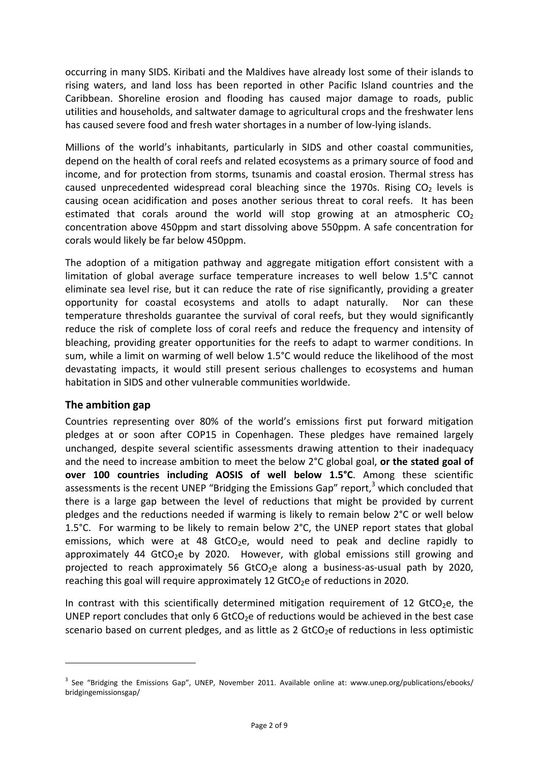occurring in many SIDS. Kiribati and the Maldives have already lost some of their islands to rising waters, and land loss has been reported in other Pacific Island countries and the Caribbean. Shoreline erosion and flooding has caused major damage to roads, public utilities and households, and saltwater damage to agricultural crops and the freshwater lens has caused severe food and fresh water shortages in a number of low-lying islands.

Millions of the world's inhabitants, particularly in SIDS and other coastal communities, depend on the health of coral reefs and related ecosystems as a primary source of food and income, and for protection from storms, tsunamis and coastal erosion. Thermal stress has caused unprecedented widespread coral bleaching since the 1970s. Rising $CO_2$ levels is causing ocean acidification and poses another serious threat to coral reefs. It has been estimated that corals around the world will stop growing at an atmospheric $CO_2$ concentration above 450ppm and start dissolving above 550ppm. A safe concentration for corals would likely be far below 450ppm.

The adoption of a mitigation pathway and aggregate mitigation effort consistent with a limitation of global average surface temperature increases to well below 1.5°C cannot eliminate sea level rise, but it can reduce the rate of rise significantly, providing a greater opportunity for coastal ecosystems and atolls to adapt naturally. Nor can these temperature thresholds guarantee the survival of coral reefs, but they would significantly reduce the risk of complete loss of coral reefs and reduce the frequency and intensity of bleaching, providing greater opportunities for the reefs to adapt to warmer conditions. In sum, while a limit on warming of well below 1.5°C would reduce the likelihood of the most devastating impacts, it would still present serious challenges to ecosystems and human habitation in SIDS and other vulnerable communities worldwide.

## The ambition gap

Countries representing over 80% of the world's emissions first put forward mitigation pledges at or soon after COP15 in Copenhagen. These pledges have remained largely unchanged, despite several scientific assessments drawing attention to their inadequacy and the need to increase ambition to meet the below 2°C global goal, **or the stated goal of over 100 countries including AOSIS of well below 1.5°C**. Among these scientific assessments is the recent UNEP "Bridging the Emissions Gap" report,[3] which concluded that there is a large gap between the level of reductions that might be provided by current pledges and the reductions needed if warming is likely to remain below 2°C or well below 1.5°C. For warming to be likely to remain below 2°C, the UNEP report states that global emissions, which were at 48 $GtCO_2e$, would need to peak and decline rapidly to approximately 44 $GtCO_2e$ by 2020. However, with global emissions still growing and projected to reach approximately 56 $GtCO_2e$ along a business-as-usual path by 2020, reaching this goal will require approximately 12 $GtCO_2e$ of reductions in 2020.

In contrast with this scientifically determined mitigation requirement of 12 $GtCO_2e$, the UNEP report concludes that only 6 $GtCO_2e$ of reductions would be achieved in the best case scenario based on current pledges, and as little as 2 $GtCO_2e$ of reductions in less optimistic

---

[3] See "Bridging the Emissions Gap", UNEP, November 2011. Available online at: www.unep.org/publications/ebooks/bridgingemissionsgap/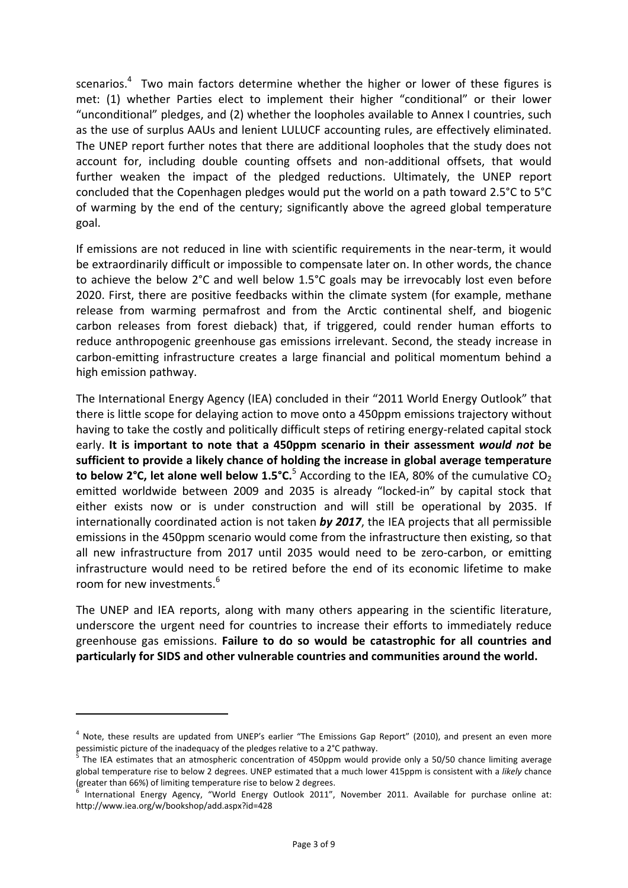scenarios.[4] Two main factors determine whether the higher or lower of these figures is met: (1) whether Parties elect to implement their higher "conditional" or their lower "unconditional" pledges, and (2) whether the loopholes available to Annex I countries, such as the use of surplus AAUs and lenient LULUCF accounting rules, are effectively eliminated. The UNEP report further notes that there are additional loopholes that the study does not account for, including double counting offsets and non-additional offsets, that would further weaken the impact of the pledged reductions. Ultimately, the UNEP report concluded that the Copenhagen pledges would put the world on a path toward 2.5°C to 5°C of warming by the end of the century; significantly above the agreed global temperature goal.

If emissions are not reduced in line with scientific requirements in the near-term, it would be extraordinarily difficult or impossible to compensate later on. In other words, the chance to achieve the below 2°C and well below 1.5°C goals may be irrevocably lost even before 2020. First, there are positive feedbacks within the climate system (for example, methane release from warming permafrost and from the Arctic continental shelf, and biogenic carbon releases from forest dieback) that, if triggered, could render human efforts to reduce anthropogenic greenhouse gas emissions irrelevant. Second, the steady increase in carbon-emitting infrastructure creates a large financial and political momentum behind a high emission pathway.

The International Energy Agency (IEA) concluded in their "2011 World Energy Outlook" that there is little scope for delaying action to move onto a 450ppm emissions trajectory without having to take the costly and politically difficult steps of retiring energy-related capital stock early. **It is important to note that a 450ppm scenario in their assessment *would not* be sufficient to provide a likely chance of holding the increase in global average temperature to below 2°C, let alone well below 1.5°C.**[5] According to the IEA, 80% of the cumulative $CO_2$ emitted worldwide between 2009 and 2035 is already "locked-in" by capital stock that either exists now or is under construction and will still be operational by 2035. If internationally coordinated action is not taken ***by 2017***, the IEA projects that all permissible emissions in the 450ppm scenario would come from the infrastructure then existing, so that all new infrastructure from 2017 until 2035 would need to be zero-carbon, or emitting infrastructure would need to be retired before the end of its economic lifetime to make room for new investments.[6]

The UNEP and IEA reports, along with many others appearing in the scientific literature, underscore the urgent need for countries to increase their efforts to immediately reduce greenhouse gas emissions. **Failure to do so would be catastrophic for all countries and particularly for SIDS and other vulnerable countries and communities around the world.**

---

[4] Note, these results are updated from UNEP's earlier "The Emissions Gap Report" (2010), and present an even more pessimistic picture of the inadequacy of the pledges relative to a 2°C pathway.

[5] The IEA estimates that an atmospheric concentration of 450ppm would provide only a 50/50 chance limiting average global temperature rise to below 2 degrees. UNEP estimated that a much lower 415ppm is consistent with a *likely* chance (greater than 66%) of limiting temperature rise to below 2 degrees.

[6] International Energy Agency, "World Energy Outlook 2011", November 2011. Available for purchase online at: http://www.iea.org/w/bookshop/add.aspx?id=428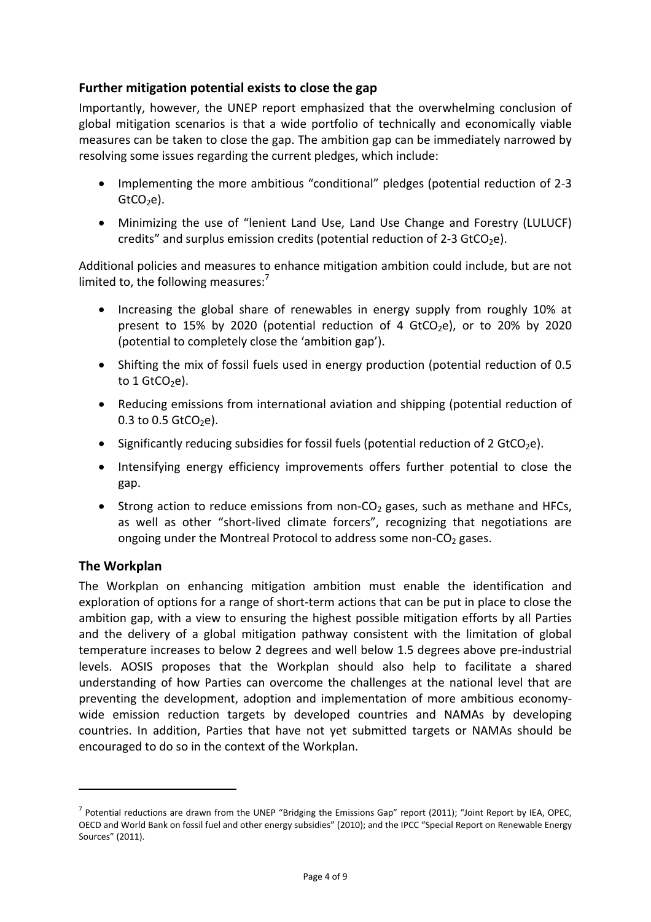## Further mitigation potential exists to close the gap

Importantly, however, the UNEP report emphasized that the overwhelming conclusion of global mitigation scenarios is that a wide portfolio of technically and economically viable measures can be taken to close the gap. The ambition gap can be immediately narrowed by resolving some issues regarding the current pledges, which include:

- Implementing the more ambitious "conditional" pledges (potential reduction of 2-3 $GtCO_2e$).
- Minimizing the use of "lenient Land Use, Land Use Change and Forestry (LULUCF) credits" and surplus emission credits (potential reduction of 2-3 $GtCO_2e$).

Additional policies and measures to enhance mitigation ambition could include, but are not limited to, the following measures:[7]

- Increasing the global share of renewables in energy supply from roughly 10% at present to 15% by 2020 (potential reduction of 4 $GtCO_2e$), or to 20% by 2020 (potential to completely close the 'ambition gap').
- Shifting the mix of fossil fuels used in energy production (potential reduction of 0.5 to 1 $GtCO_2e$).
- Reducing emissions from international aviation and shipping (potential reduction of 0.3 to 0.5 $GtCO_2e$).
- Significantly reducing subsidies for fossil fuels (potential reduction of 2 $GtCO_2e$).
- Intensifying energy efficiency improvements offers further potential to close the gap.
- Strong action to reduce emissions from non-$CO_2$ gases, such as methane and HFCs, as well as other "short-lived climate forcers", recognizing that negotiations are ongoing under the Montreal Protocol to address some non-$CO_2$ gases.

## The Workplan

The Workplan on enhancing mitigation ambition must enable the identification and exploration of options for a range of short-term actions that can be put in place to close the ambition gap, with a view to ensuring the highest possible mitigation efforts by all Parties and the delivery of a global mitigation pathway consistent with the limitation of global temperature increases to below 2 degrees and well below 1.5 degrees above pre-industrial levels. AOSIS proposes that the Workplan should also help to facilitate a shared understanding of how Parties can overcome the challenges at the national level that are preventing the development, adoption and implementation of more ambitious economy-wide emission reduction targets by developed countries and NAMAs by developing countries. In addition, Parties that have not yet submitted targets or NAMAs should be encouraged to do so in the context of the Workplan.

---

[7] Potential reductions are drawn from the UNEP "Bridging the Emissions Gap" report (2011); "Joint Report by IEA, OPEC, OECD and World Bank on fossil fuel and other energy subsidies" (2010); and the IPCC "Special Report on Renewable Energy Sources" (2011).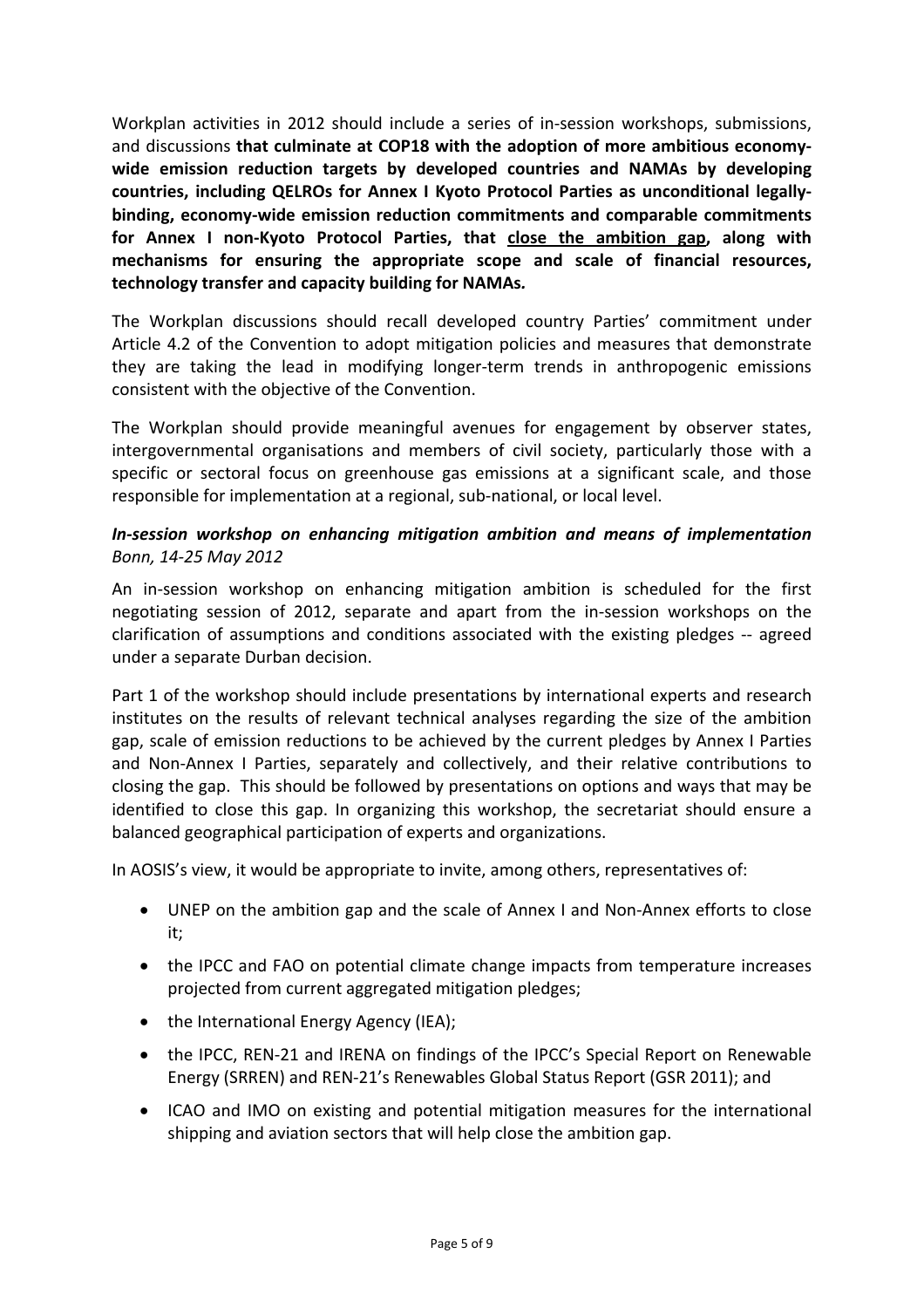Workplan activities in 2012 should include a series of in-session workshops, submissions, and discussions **that culminate at COP18 with the adoption of more ambitious economy-wide emission reduction targets by developed countries and NAMAs by developing countries, including QELROs for Annex I Kyoto Protocol Parties as unconditional legally-binding, economy-wide emission reduction commitments and comparable commitments for Annex I non-Kyoto Protocol Parties, that <u>close the ambition gap</u>, along with mechanisms for ensuring the appropriate scope and scale of financial resources, technology transfer and capacity building for NAMAs.**

The Workplan discussions should recall developed country Parties' commitment under Article 4.2 of the Convention to adopt mitigation policies and measures that demonstrate they are taking the lead in modifying longer-term trends in anthropogenic emissions consistent with the objective of the Convention.

The Workplan should provide meaningful avenues for engagement by observer states, intergovernmental organisations and members of civil society, particularly those with a specific or sectoral focus on greenhouse gas emissions at a significant scale, and those responsible for implementation at a regional, sub-national, or local level.

***In-session workshop on enhancing mitigation ambition and means of implementation***
*Bonn, 14-25 May 2012*

An in-session workshop on enhancing mitigation ambition is scheduled for the first negotiating session of 2012, separate and apart from the in-session workshops on the clarification of assumptions and conditions associated with the existing pledges -- agreed under a separate Durban decision.

Part 1 of the workshop should include presentations by international experts and research institutes on the results of relevant technical analyses regarding the size of the ambition gap, scale of emission reductions to be achieved by the current pledges by Annex I Parties and Non-Annex I Parties, separately and collectively, and their relative contributions to closing the gap. This should be followed by presentations on options and ways that may be identified to close this gap. In organizing this workshop, the secretariat should ensure a balanced geographical participation of experts and organizations.

In AOSIS's view, it would be appropriate to invite, among others, representatives of:

- UNEP on the ambition gap and the scale of Annex I and Non-Annex efforts to close it;
- the IPCC and FAO on potential climate change impacts from temperature increases projected from current aggregated mitigation pledges;
- the International Energy Agency (IEA);
- the IPCC, REN-21 and IRENA on findings of the IPCC's Special Report on Renewable Energy (SRREN) and REN-21's Renewables Global Status Report (GSR 2011); and
- ICAO and IMO on existing and potential mitigation measures for the international shipping and aviation sectors that will help close the ambition gap.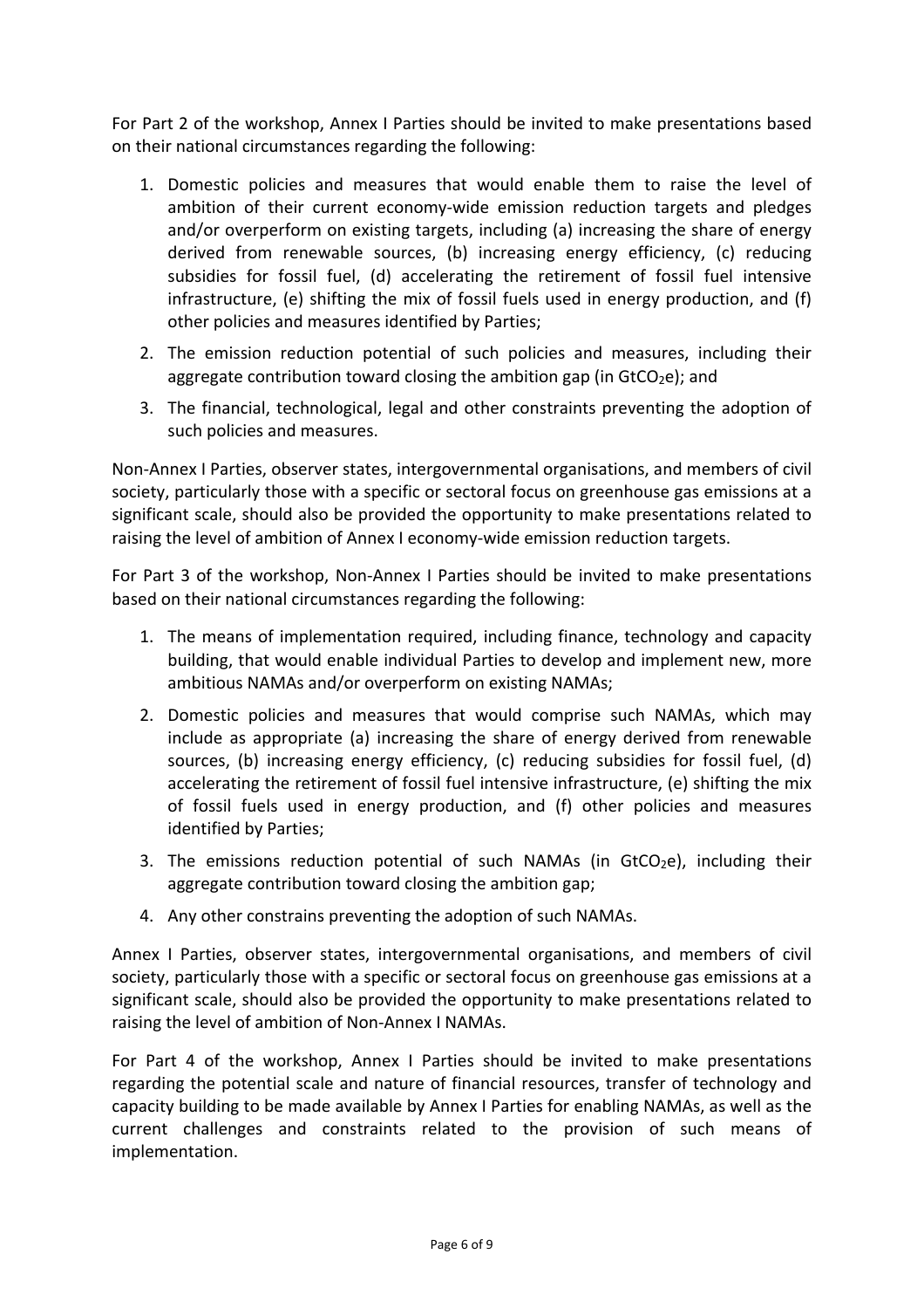For Part 2 of the workshop, Annex I Parties should be invited to make presentations based on their national circumstances regarding the following:

1. Domestic policies and measures that would enable them to raise the level of ambition of their current economy-wide emission reduction targets and pledges and/or overperform on existing targets, including (a) increasing the share of energy derived from renewable sources, (b) increasing energy efficiency, (c) reducing subsidies for fossil fuel, (d) accelerating the retirement of fossil fuel intensive infrastructure, (e) shifting the mix of fossil fuels used in energy production, and (f) other policies and measures identified by Parties;
2. The emission reduction potential of such policies and measures, including their aggregate contribution toward closing the ambition gap (in $GtCO_2e$); and
3. The financial, technological, legal and other constraints preventing the adoption of such policies and measures.

Non-Annex I Parties, observer states, intergovernmental organisations, and members of civil society, particularly those with a specific or sectoral focus on greenhouse gas emissions at a significant scale, should also be provided the opportunity to make presentations related to raising the level of ambition of Annex I economy-wide emission reduction targets.

For Part 3 of the workshop, Non-Annex I Parties should be invited to make presentations based on their national circumstances regarding the following:

1. The means of implementation required, including finance, technology and capacity building, that would enable individual Parties to develop and implement new, more ambitious NAMAs and/or overperform on existing NAMAs;
2. Domestic policies and measures that would comprise such NAMAs, which may include as appropriate (a) increasing the share of energy derived from renewable sources, (b) increasing energy efficiency, (c) reducing subsidies for fossil fuel, (d) accelerating the retirement of fossil fuel intensive infrastructure, (e) shifting the mix of fossil fuels used in energy production, and (f) other policies and measures identified by Parties;
3. The emissions reduction potential of such NAMAs (in $GtCO_2e$), including their aggregate contribution toward closing the ambition gap;
4. Any other constrains preventing the adoption of such NAMAs.

Annex I Parties, observer states, intergovernmental organisations, and members of civil society, particularly those with a specific or sectoral focus on greenhouse gas emissions at a significant scale, should also be provided the opportunity to make presentations related to raising the level of ambition of Non-Annex I NAMAs.

For Part 4 of the workshop, Annex I Parties should be invited to make presentations regarding the potential scale and nature of financial resources, transfer of technology and capacity building to be made available by Annex I Parties for enabling NAMAs, as well as the current challenges and constraints related to the provision of such means of implementation.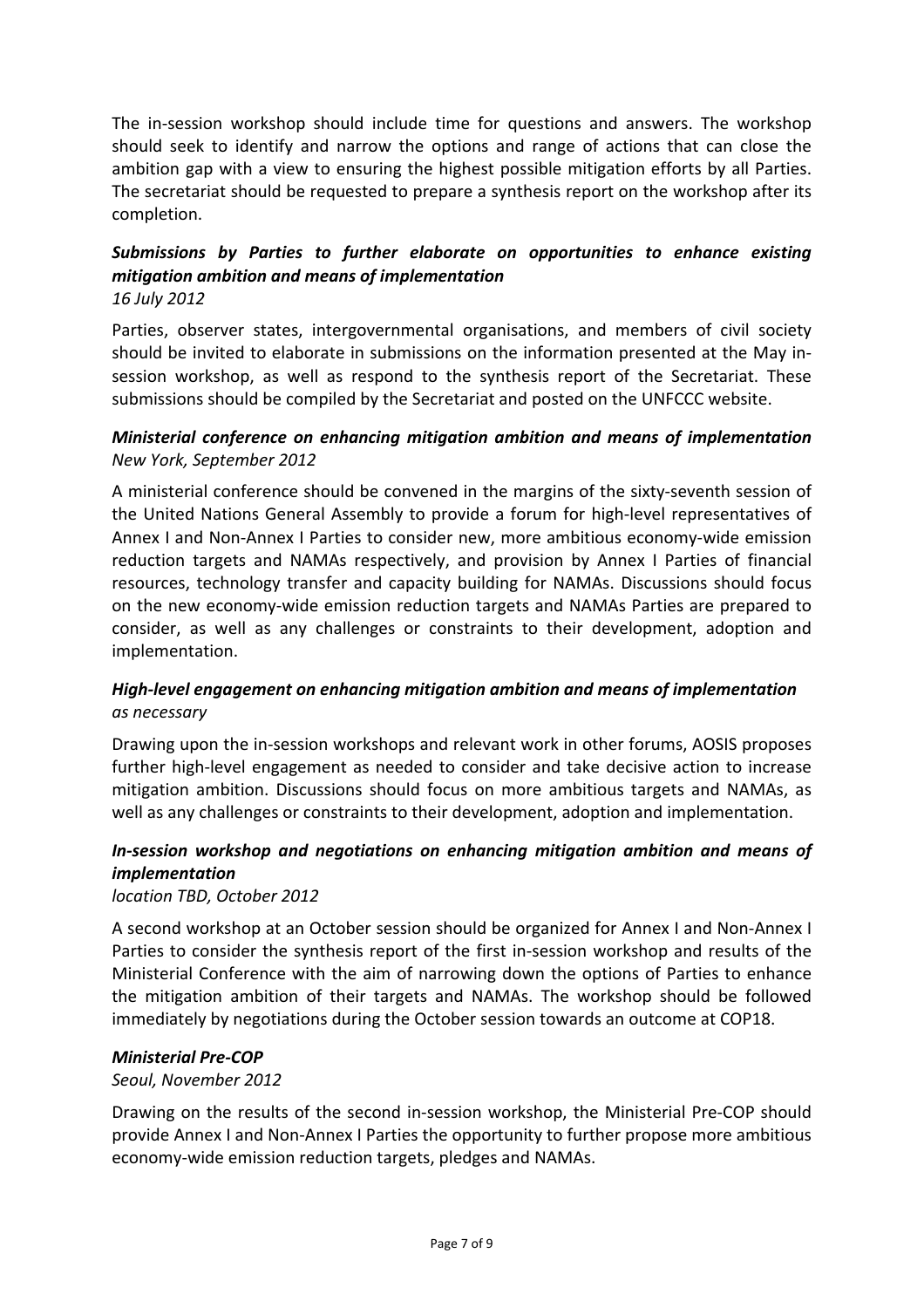The in-session workshop should include time for questions and answers. The workshop should seek to identify and narrow the options and range of actions that can close the ambition gap with a view to ensuring the highest possible mitigation efforts by all Parties. The secretariat should be requested to prepare a synthesis report on the workshop after its completion.

***Submissions by Parties to further elaborate on opportunities to enhance existing mitigation ambition and means of implementation***
*16 July 2012*

Parties, observer states, intergovernmental organisations, and members of civil society should be invited to elaborate in submissions on the information presented at the May in-session workshop, as well as respond to the synthesis report of the Secretariat. These submissions should be compiled by the Secretariat and posted on the UNFCCC website.

***Ministerial conference on enhancing mitigation ambition and means of implementation***
*New York, September 2012*

A ministerial conference should be convened in the margins of the sixty-seventh session of the United Nations General Assembly to provide a forum for high-level representatives of Annex I and Non-Annex I Parties to consider new, more ambitious economy-wide emission reduction targets and NAMAs respectively, and provision by Annex I Parties of financial resources, technology transfer and capacity building for NAMAs. Discussions should focus on the new economy-wide emission reduction targets and NAMAs Parties are prepared to consider, as well as any challenges or constraints to their development, adoption and implementation.

***High-level engagement on enhancing mitigation ambition and means of implementation***
*as necessary*

Drawing upon the in-session workshops and relevant work in other forums, AOSIS proposes further high-level engagement as needed to consider and take decisive action to increase mitigation ambition. Discussions should focus on more ambitious targets and NAMAs, as well as any challenges or constraints to their development, adoption and implementation.

***In-session workshop and negotiations on enhancing mitigation ambition and means of implementation***
*location TBD, October 2012*

A second workshop at an October session should be organized for Annex I and Non-Annex I Parties to consider the synthesis report of the first in-session workshop and results of the Ministerial Conference with the aim of narrowing down the options of Parties to enhance the mitigation ambition of their targets and NAMAs. The workshop should be followed immediately by negotiations during the October session towards an outcome at COP18.

***Ministerial Pre-COP***
*Seoul, November 2012*

Drawing on the results of the second in-session workshop, the Ministerial Pre-COP should provide Annex I and Non-Annex I Parties the opportunity to further propose more ambitious economy-wide emission reduction targets, pledges and NAMAs.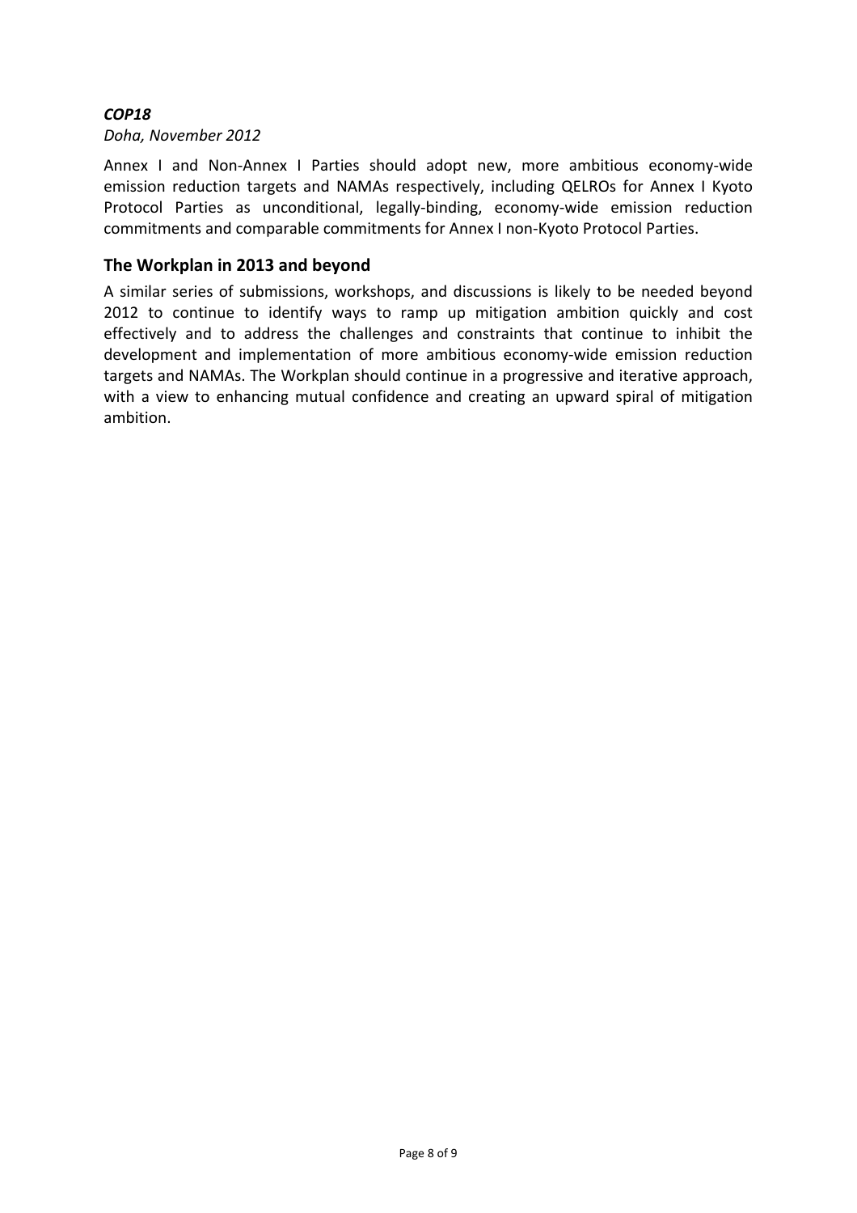***COP18***

*Doha, November 2012*

Annex I and Non-Annex I Parties should adopt new, more ambitious economy-wide emission reduction targets and NAMAs respectively, including QELROs for Annex I Kyoto Protocol Parties as unconditional, legally-binding, economy-wide emission reduction commitments and comparable commitments for Annex I non-Kyoto Protocol Parties.

## The Workplan in 2013 and beyond

A similar series of submissions, workshops, and discussions is likely to be needed beyond 2012 to continue to identify ways to ramp up mitigation ambition quickly and cost effectively and to address the challenges and constraints that continue to inhibit the development and implementation of more ambitious economy-wide emission reduction targets and NAMAs. The Workplan should continue in a progressive and iterative approach, with a view to enhancing mutual confidence and creating an upward spiral of mitigation ambition.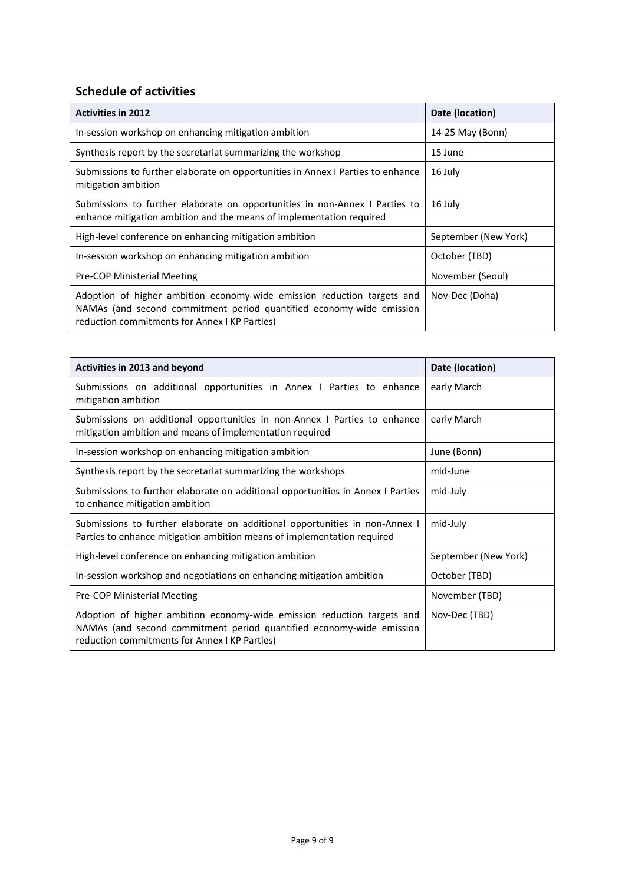## Schedule of activities

| Activities in 2012 | Date (location) |
|---|---|
| In-session workshop on enhancing mitigation ambition | 14-25 May (Bonn) |
| Synthesis report by the secretariat summarizing the workshop | 15 June |
| Submissions to further elaborate on opportunities in Annex I Parties to enhance mitigation ambition | 16 July |
| Submissions to further elaborate on opportunities in non-Annex I Parties to enhance mitigation ambition and the means of implementation required | 16 July |
| High-level conference on enhancing mitigation ambition | September (New York) |
| In-session workshop on enhancing mitigation ambition | October (TBD) |
| Pre-COP Ministerial Meeting | November (Seoul) |
| Adoption of higher ambition economy-wide emission reduction targets and NAMAs (and second commitment period quantified economy-wide emission reduction commitments for Annex I KP Parties) | Nov-Dec (Doha) |

| Activities in 2013 and beyond | Date (location) |
|---|---|
| Submissions on additional opportunities in Annex I Parties to enhance mitigation ambition | early March |
| Submissions on additional opportunities in non-Annex I Parties to enhance mitigation ambition and means of implementation required | early March |
| In-session workshop on enhancing mitigation ambition | June (Bonn) |
| Synthesis report by the secretariat summarizing the workshops | mid-June |
| Submissions to further elaborate on additional opportunities in Annex I Parties to enhance mitigation ambition | mid-July |
| Submissions to further elaborate on additional opportunities in non-Annex I Parties to enhance mitigation ambition means of implementation required | mid-July |
| High-level conference on enhancing mitigation ambition | September (New York) |
| In-session workshop and negotiations on enhancing mitigation ambition | October (TBD) |
| Pre-COP Ministerial Meeting | November (TBD) |
| Adoption of higher ambition economy-wide emission reduction targets and NAMAs (and second commitment period quantified economy-wide emission reduction commitments for Annex I KP Parties) | Nov-Dec (TBD) |